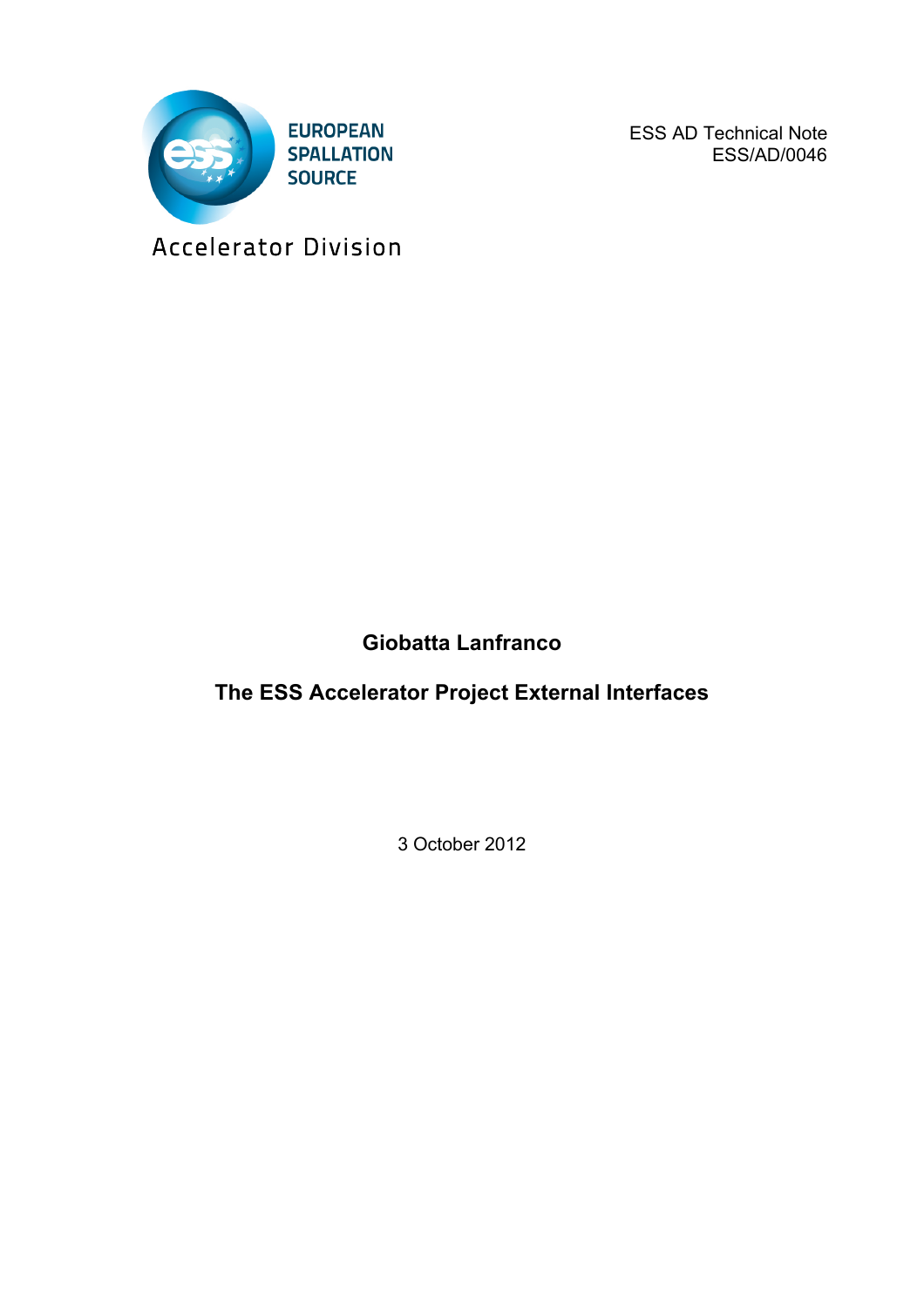EUROPEAN SPALLATION SOURCE

Accelerator Division

ESS AD Technical Note
ESS/AD/0046

**Giobatta Lanfranco**

# The ESS Accelerator Project External Interfaces

3 October 2012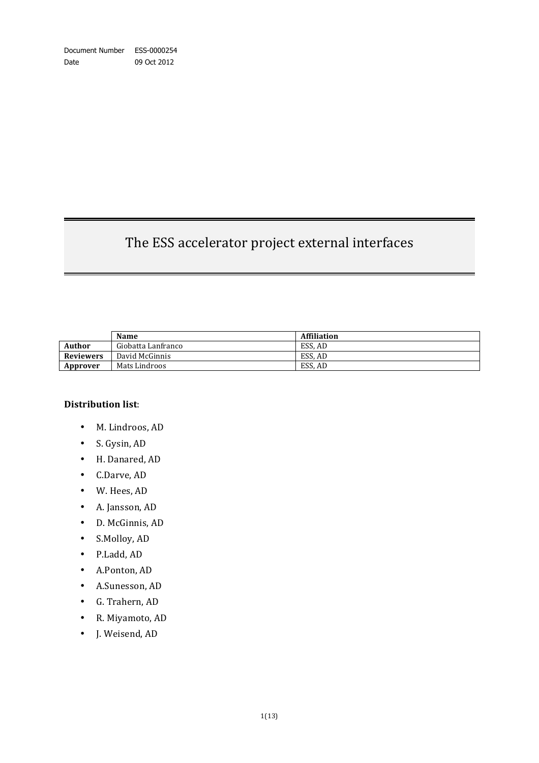Document Number ESS-0000254
Date 09 Oct 2012

# The ESS accelerator project external interfaces

| | Name | Affiliation |
|---|---|---|
| **Author** | Giobatta Lanfranco | ESS, AD |
| **Reviewers** | David McGinnis | ESS, AD |
| **Approver** | Mats Lindroos | ESS, AD |

**Distribution list**:

- M. Lindroos, AD
- S. Gysin, AD
- H. Danared, AD
- C.Darve, AD
- W. Hees, AD
- A. Jansson, AD
- D. McGinnis, AD
- S.Molloy, AD
- P.Ladd, AD
- A.Ponton, AD
- A.Sunesson, AD
- G. Trahern, AD
- R. Miyamoto, AD
- J. Weisend, AD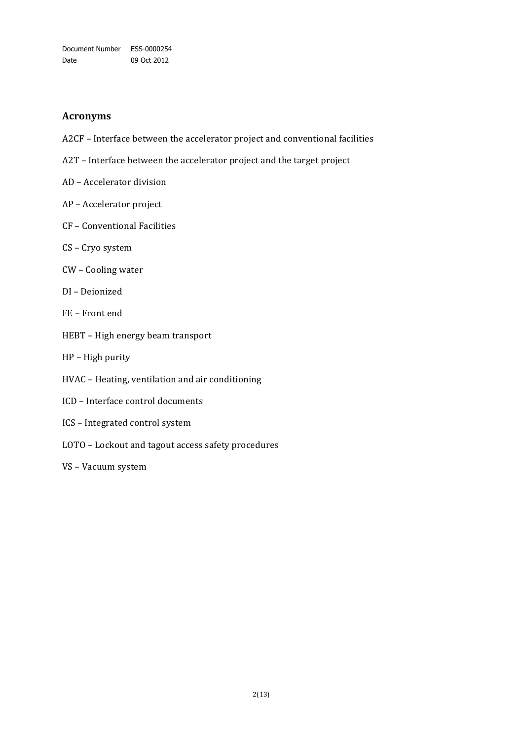## Acronyms

A2CF – Interface between the accelerator project and conventional facilities

A2T – Interface between the accelerator project and the target project

AD – Accelerator division

AP – Accelerator project

CF – Conventional Facilities

CS – Cryo system

CW – Cooling water

DI – Deionized

FE – Front end

HEBT – High energy beam transport

HP – High purity

HVAC – Heating, ventilation and air conditioning

ICD – Interface control documents

ICS – Integrated control system

LOTO – Lockout and tagout access safety procedures

VS – Vacuum system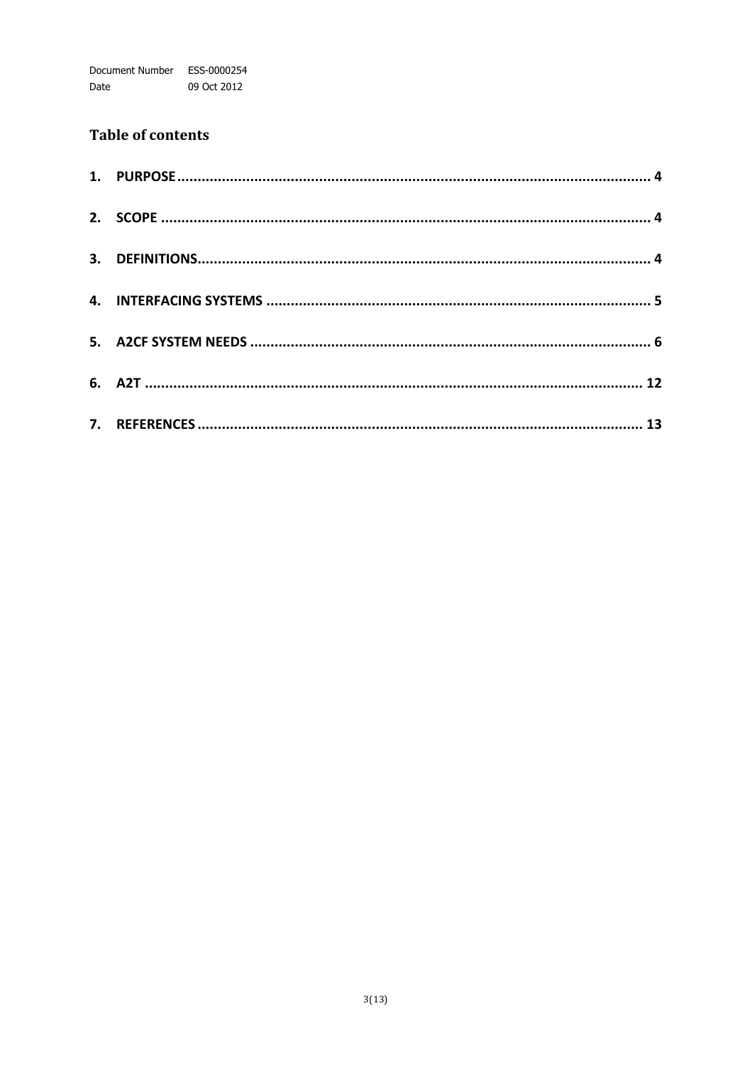## Table of contents

1. PURPOSE .................................................................................................................. 4
2. SCOPE ...................................................................................................................... 4
3. DEFINITIONS............................................................................................................ 4
4. INTERFACING SYSTEMS ............................................................................................ 5
5. A2CF SYSTEM NEEDS ................................................................................................ 6
6. A2T ........................................................................................................................ 12
7. REFERENCES .......................................................................................................... 13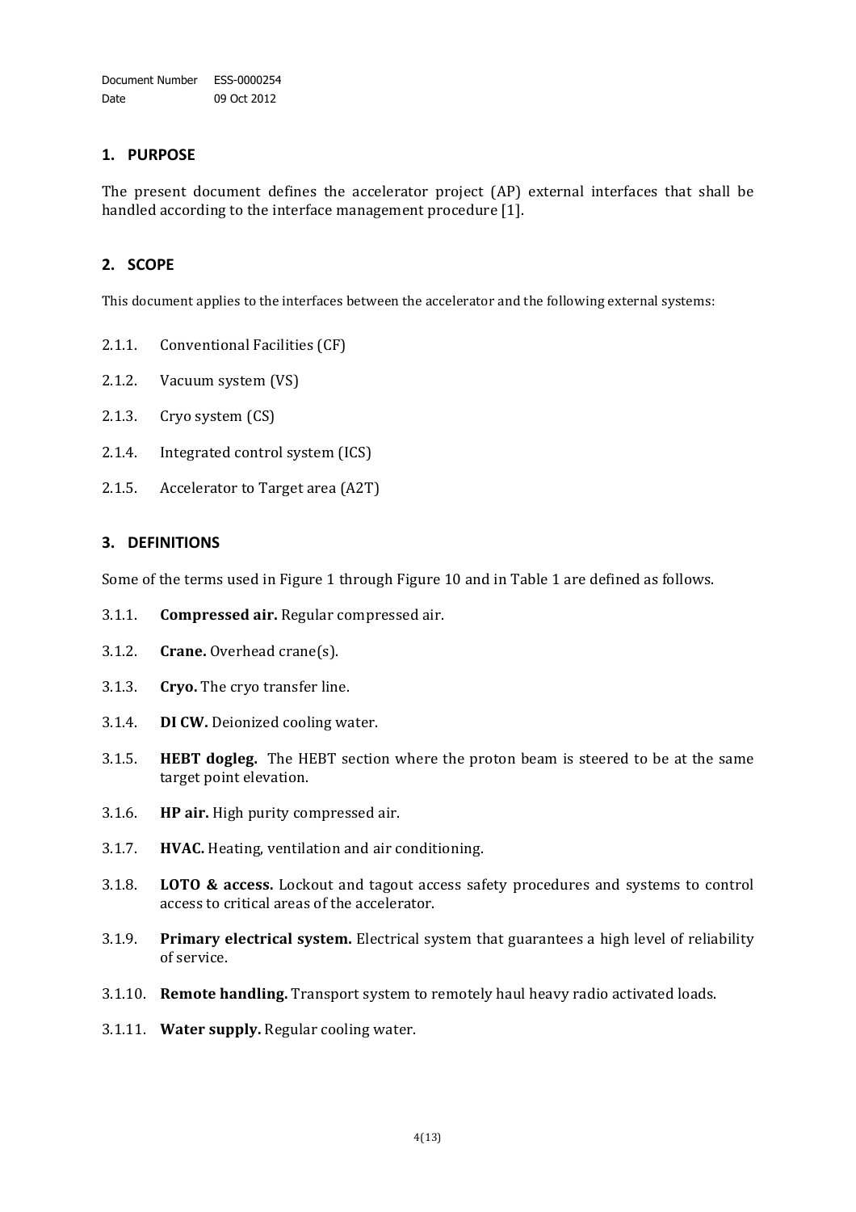## 1. PURPOSE

The present document defines the accelerator project (AP) external interfaces that shall be handled according to the interface management procedure [1].

## 2. SCOPE

This document applies to the interfaces between the accelerator and the following external systems:

2.1.1. Conventional Facilities (CF)

2.1.2. Vacuum system (VS)

2.1.3. Cryo system (CS)

2.1.4. Integrated control system (ICS)

2.1.5. Accelerator to Target area (A2T)

## 3. DEFINITIONS

Some of the terms used in Figure 1 through Figure 10 and in Table 1 are defined as follows.

3.1.1. **Compressed air.** Regular compressed air.

3.1.2. **Crane.** Overhead crane(s).

3.1.3. **Cryo.** The cryo transfer line.

3.1.4. **DI CW.** Deionized cooling water.

3.1.5. **HEBT dogleg.** The HEBT section where the proton beam is steered to be at the same target point elevation.

3.1.6. **HP air.** High purity compressed air.

3.1.7. **HVAC.** Heating, ventilation and air conditioning.

3.1.8. **LOTO & access.** Lockout and tagout access safety procedures and systems to control access to critical areas of the accelerator.

3.1.9. **Primary electrical system.** Electrical system that guarantees a high level of reliability of service.

3.1.10. **Remote handling.** Transport system to remotely haul heavy radio activated loads.

3.1.11. **Water supply.** Regular cooling water.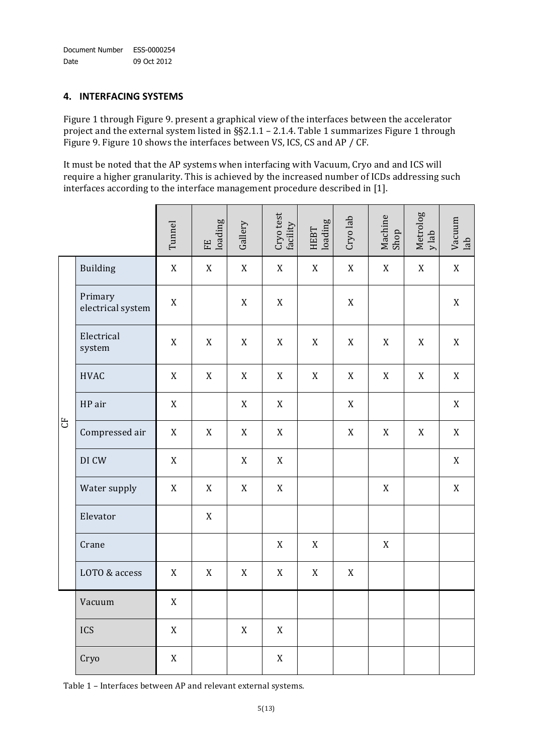## 4. INTERFACING SYSTEMS

Figure 1 through Figure 9. present a graphical view of the interfaces between the accelerator project and the external system listed in §§2.1.1 – 2.1.4. Table 1 summarizes Figure 1 through Figure 9. Figure 10 shows the interfaces between VS, ICS, CS and AP / CF.

It must be noted that the AP systems when interfacing with Vacuum, Cryo and and ICS will require a higher granularity. This is achieved by the increased number of ICDs addressing such interfaces according to the interface management procedure described in [1].

| | | Tunnel | FE loading | Gallery | Cryo test facility | HEBT loading | Cryo lab | Machine Shop | Metrology lab | Vacuum lab |
|---|---|---|---|---|---|---|---|---|---|---|
| CF | Building | X | X | X | X | X | X | X | X | X |
| | Primary electrical system | X | | X | X | | X | | | X |
| | Electrical system | X | X | X | X | X | X | X | X | X |
| | HVAC | X | X | X | X | X | X | X | X | X |
| | HP air | X | | X | X | | X | | | X |
| | Compressed air | X | X | X | X | | X | X | X | X |
| | DI CW | X | | X | X | | | | | X |
| | Water supply | X | X | X | X | | | X | | X |
| | Elevator | | X | | | | | | | |
| | Crane | | | | X | X | | X | | |
| | LOTO & access | X | X | X | X | X | X | | | |
| | Vacuum | X | | | | | | | | |
| | ICS | X | | X | X | | | | | |
| | Cryo | X | | | X | | | | | |

Table 1 – Interfaces between AP and relevant external systems.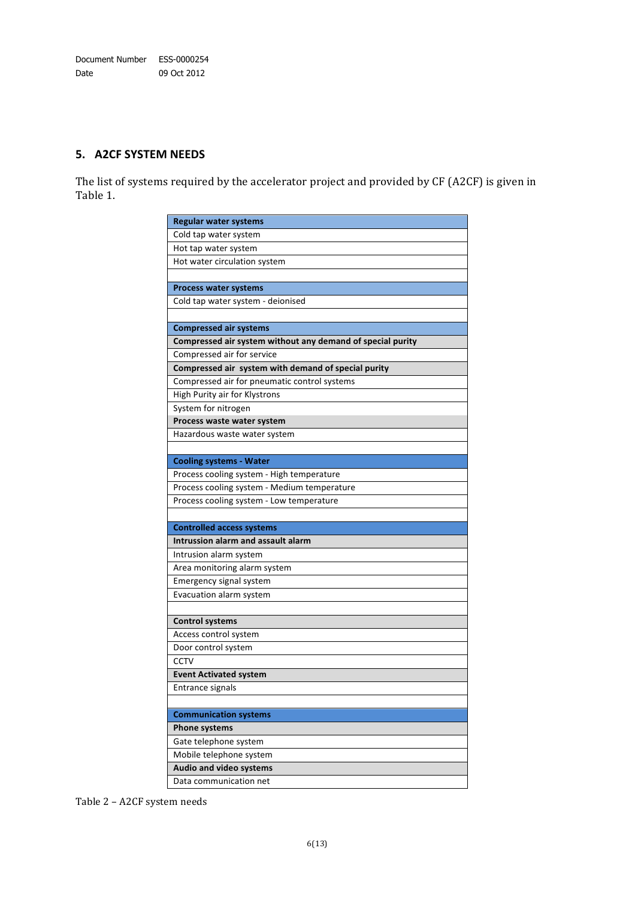## 5. A2CF SYSTEM NEEDS

The list of systems required by the accelerator project and provided by CF (A2CF) is given in Table 1.

| **Regular water systems** |
|---|
| Cold tap water system |
| Hot tap water system |
| Hot water circulation system |
| |
| **Process water systems** |
| Cold tap water system - deionised |
| |
| **Compressed air systems** |
| **Compressed air system without any demand of special purity** |
| Compressed air for service |
| **Compressed air system with demand of special purity** |
| Compressed air for pneumatic control systems |
| High Purity air for Klystrons |
| System for nitrogen |
| **Process waste water system** |
| Hazardous waste water system |
| |
| **Cooling systems - Water** |
| Process cooling system - High temperature |
| Process cooling system - Medium temperature |
| Process cooling system - Low temperature |
| |
| **Controlled access systems** |
| **Intrusion alarm and assault alarm** |
| Intrusion alarm system |
| Area monitoring alarm system |
| Emergency signal system |
| Evacuation alarm system |
| |
| **Control systems** |
| Access control system |
| Door control system |
| CCTV |
| **Event Activated system** |
| Entrance signals |
| |
| **Communication systems** |
| **Phone systems** |
| Gate telephone system |
| Mobile telephone system |
| **Audio and video systems** |
| Data communication net |

Table 2 – A2CF system needs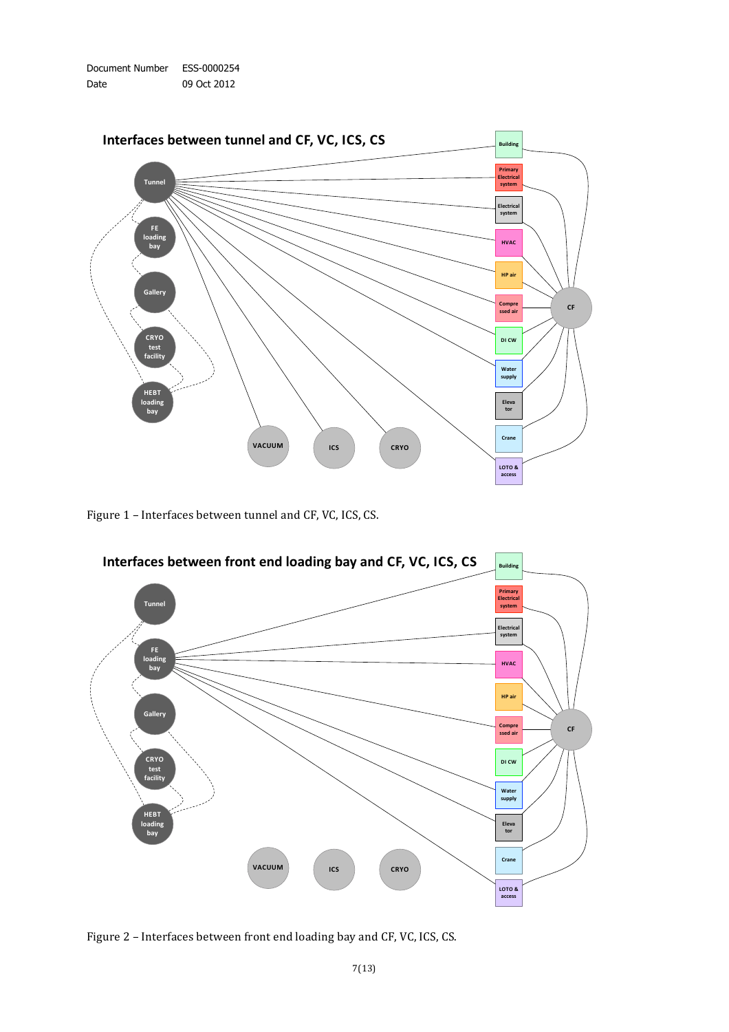Document Number ESS-0000254
Date 09 Oct 2012

Figure 1 – Interfaces between tunnel and CF, VC, ICS, CS.

Figure 2 – Interfaces between front end loading bay and CF, VC, ICS, CS.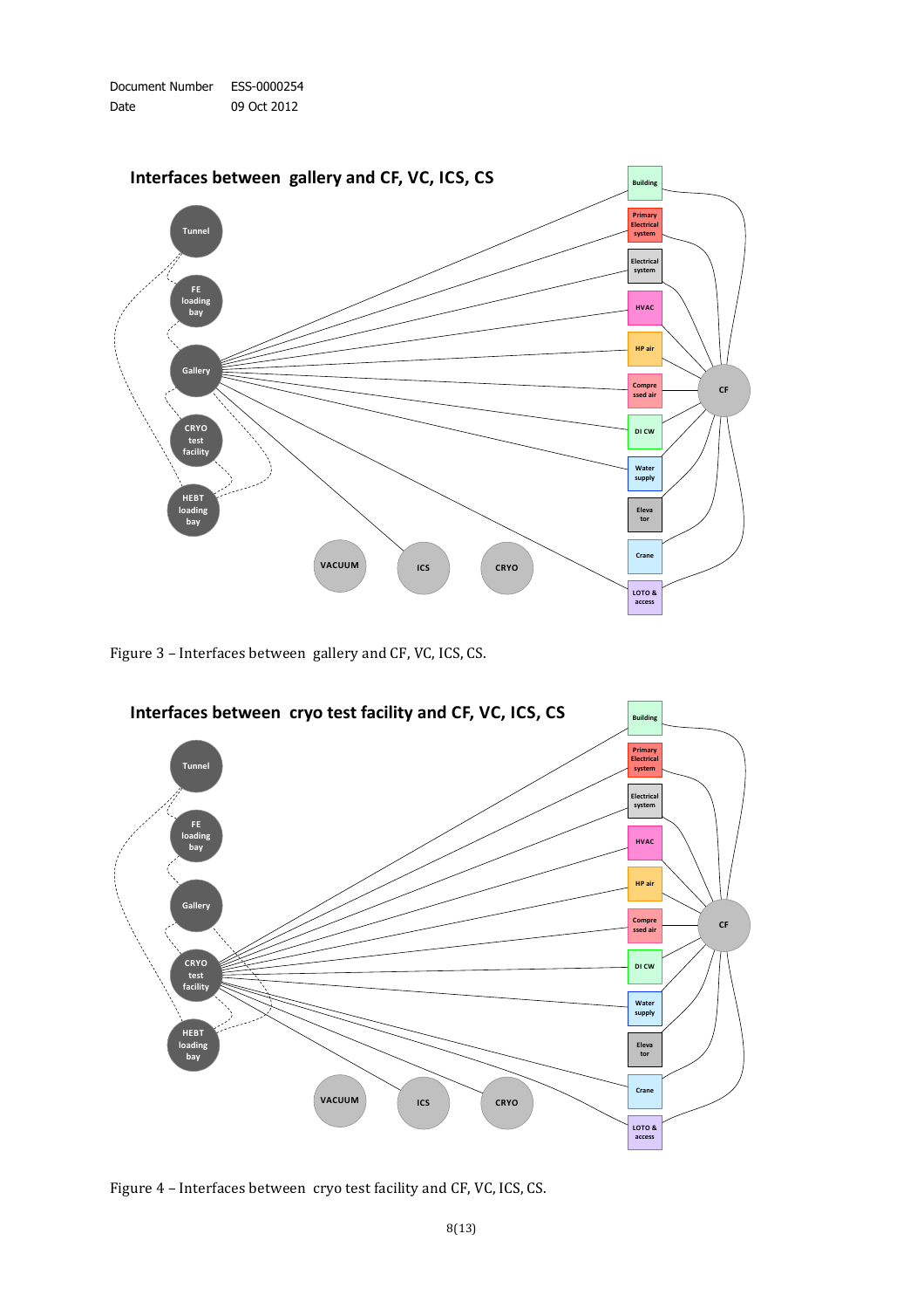**Interfaces between gallery and CF, VC, ICS, CS**

Tunnel

FE loading bay

Gallery

CRYO test facility

HEBT loading bay

VACUUM

ICS

CRYO

Building

Primary Electrical system

Electrical system

HVAC

HP air

Compressed air

DI CW

Water supply

Elevator

Crane

LOTO & access

CF

Figure 3 – Interfaces between gallery and CF, VC, ICS, CS.

**Interfaces between cryo test facility and CF, VC, ICS, CS**

Tunnel

FE loading bay

Gallery

CRYO test facility

HEBT loading bay

VACUUM

ICS

CRYO

Building

Primary Electrical system

Electrical system

HVAC

HP air

Compressed air

DI CW

Water supply

Elevator

Crane

LOTO & access

CF

Figure 4 – Interfaces between cryo test facility and CF, VC, ICS, CS.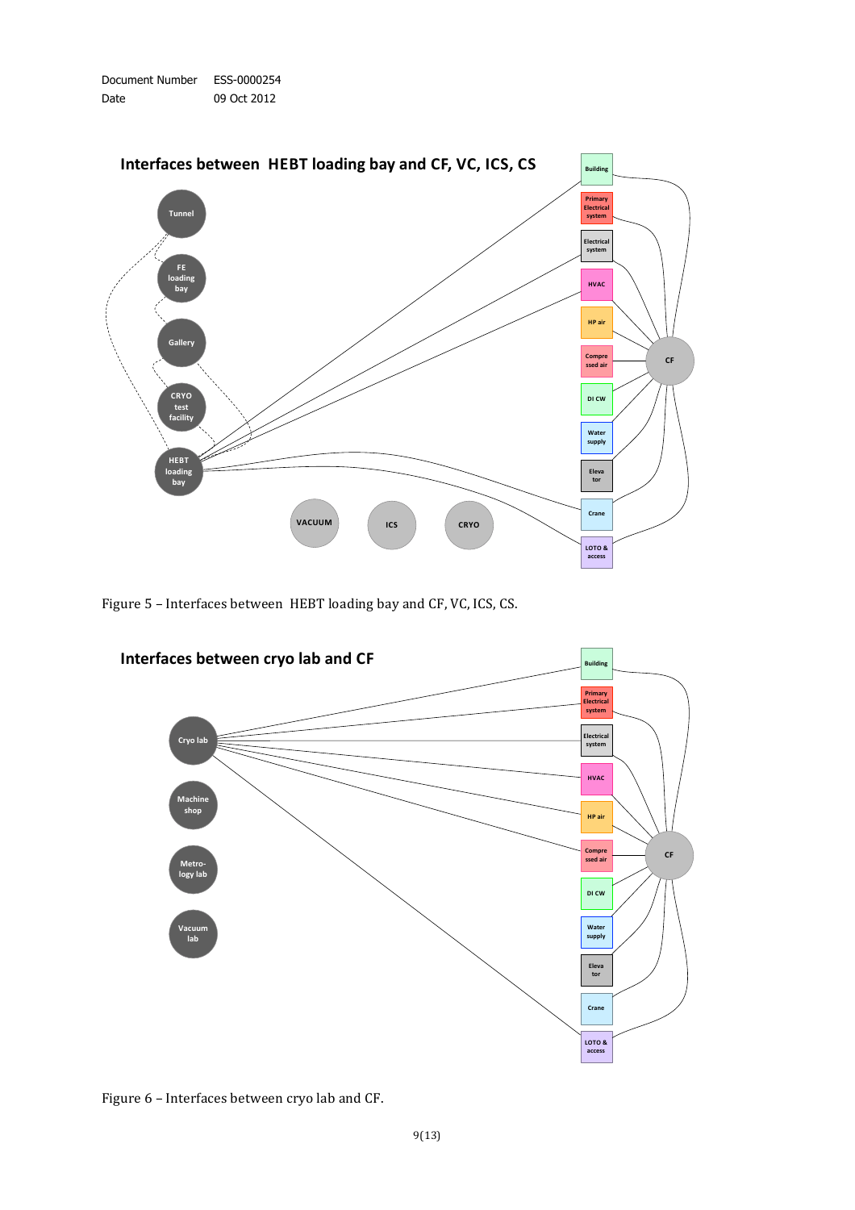Interfaces between HEBT loading bay and CF, VC, ICS, CS

Tunnel

FE loading bay

Gallery

CRYO test facility

HEBT loading bay

VACUUM

ICS

CRYO

Building

Primary Electrical system

Electrical system

HVAC

HP air

Compressed air

DI CW

Water supply

Elevator

Crane

LOTO & access

CF

Figure 5 – Interfaces between HEBT loading bay and CF, VC, ICS, CS.

Interfaces between cryo lab and CF

Cryo lab

Machine shop

Metrology lab

Vacuum lab

Building

Primary Electrical system

Electrical system

HVAC

HP air

Compressed air

DI CW

Water supply

Elevator

Crane

LOTO & access

CF

Figure 6 – Interfaces between cryo lab and CF.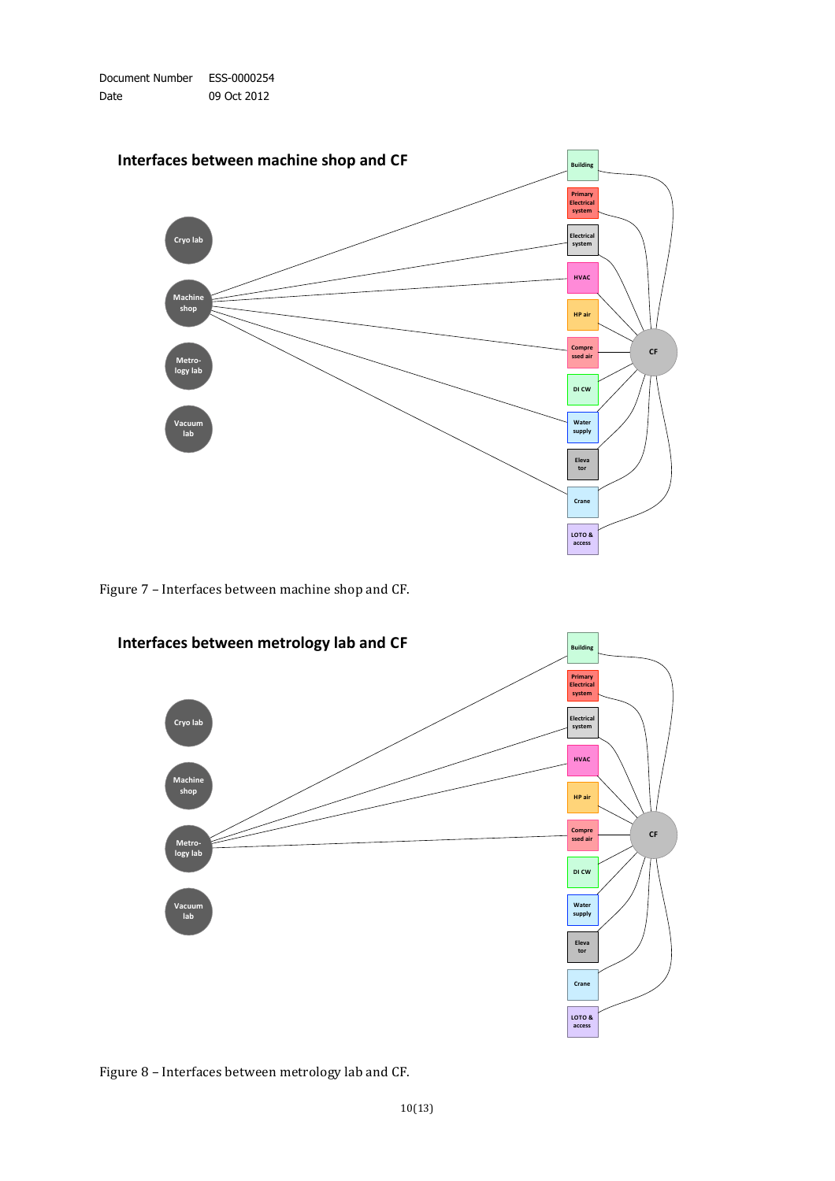## Interfaces between machine shop and CF

Cryo lab

Machine shop

Metro-logy lab

Vacuum lab

Building

Primary Electrical system

Electrical system

HVAC

HP air

Compressed air

DI CW

Water supply

Elevator

Crane

LOTO & access

CF

Figure 7 – Interfaces between machine shop and CF.

## Interfaces between metrology lab and CF

Cryo lab

Machine shop

Metro-logy lab

Vacuum lab

Building

Primary Electrical system

Electrical system

HVAC

HP air

Compressed air

DI CW

Water supply

Elevator

Crane

LOTO & access

CF

Figure 8 – Interfaces between metrology lab and CF.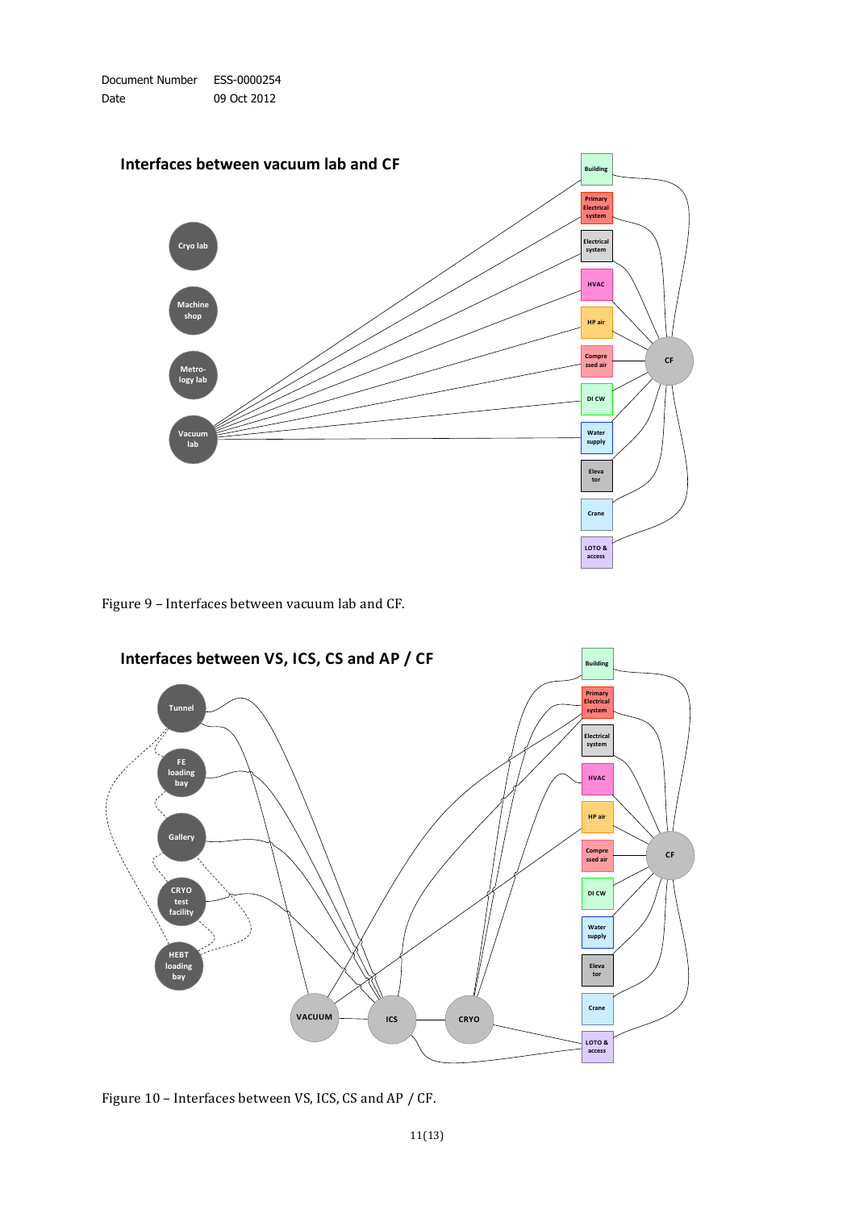Document Number ESS-0000254
Date 09 Oct 2012

Figure 9 – Interfaces between vacuum lab and CF.

Figure 10 – Interfaces between VS, ICS, CS and AP / CF.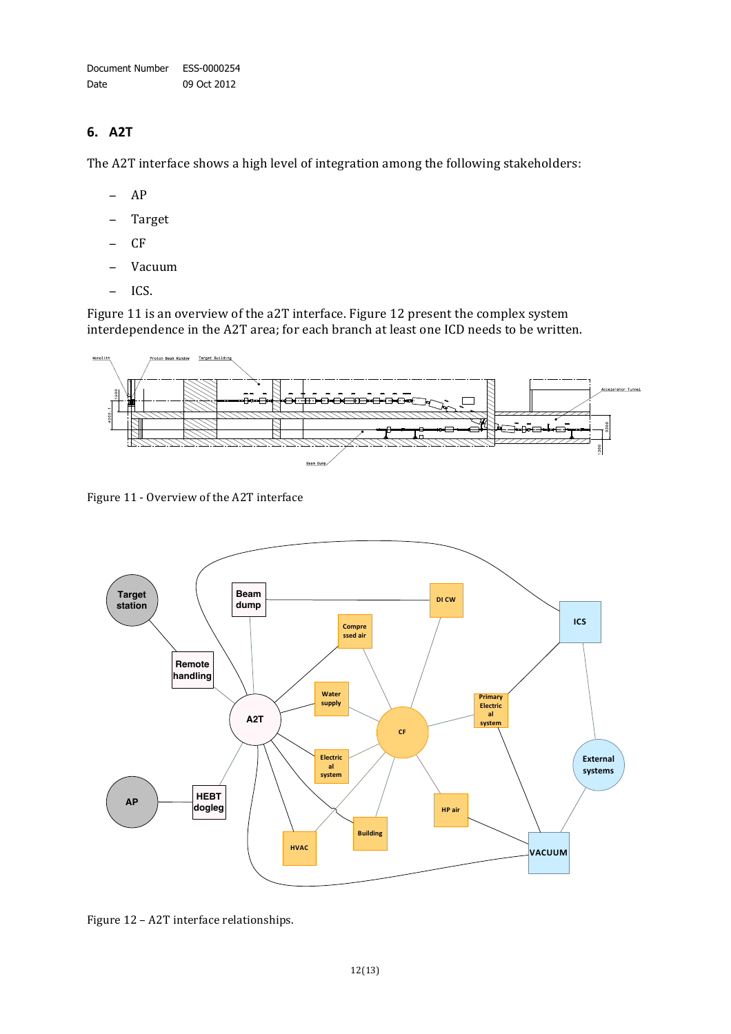## 6. A2T

The A2T interface shows a high level of integration among the following stakeholders:

- AP
- Target
- CF
- Vacuum
- ICS.

Figure 11 is an overview of the a2T interface. Figure 12 present the complex system interdependence in the A2T area; for each branch at least one ICD needs to be written.

Figure 11 - Overview of the A2T interface

Figure 12 – A2T interface relationships.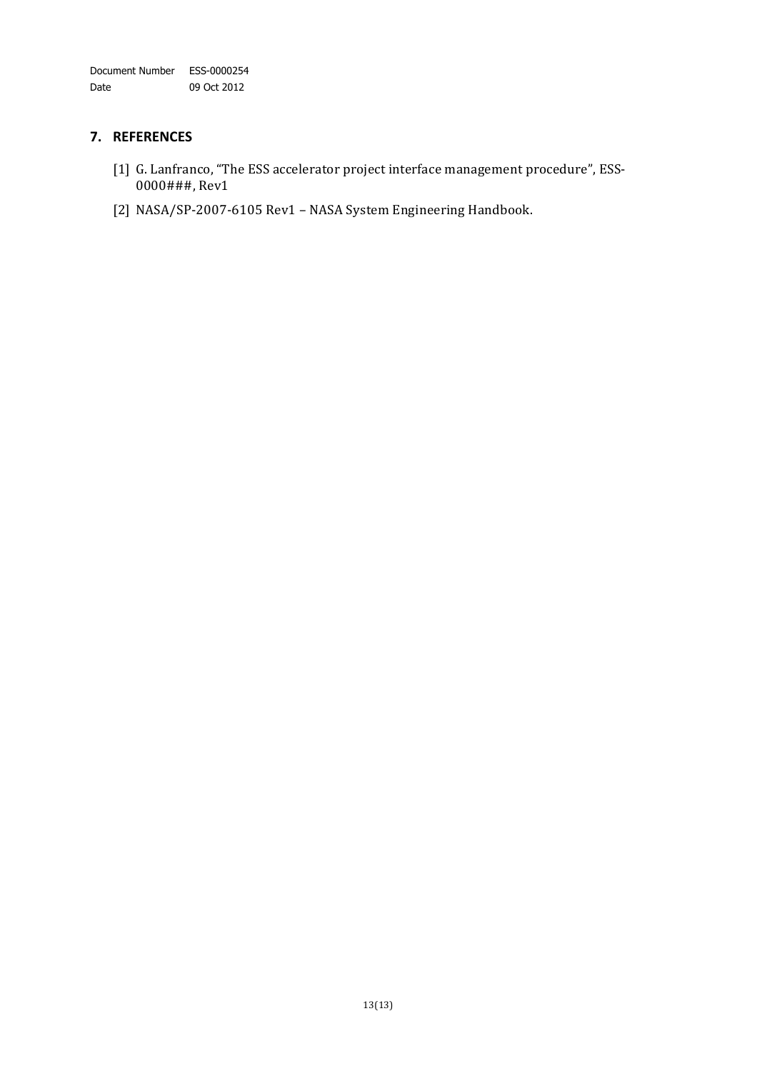## 7. REFERENCES

[1] G. Lanfranco, "The ESS accelerator project interface management procedure", ESS-0000###, Rev1

[2] NASA/SP-2007-6105 Rev1 – NASA System Engineering Handbook.